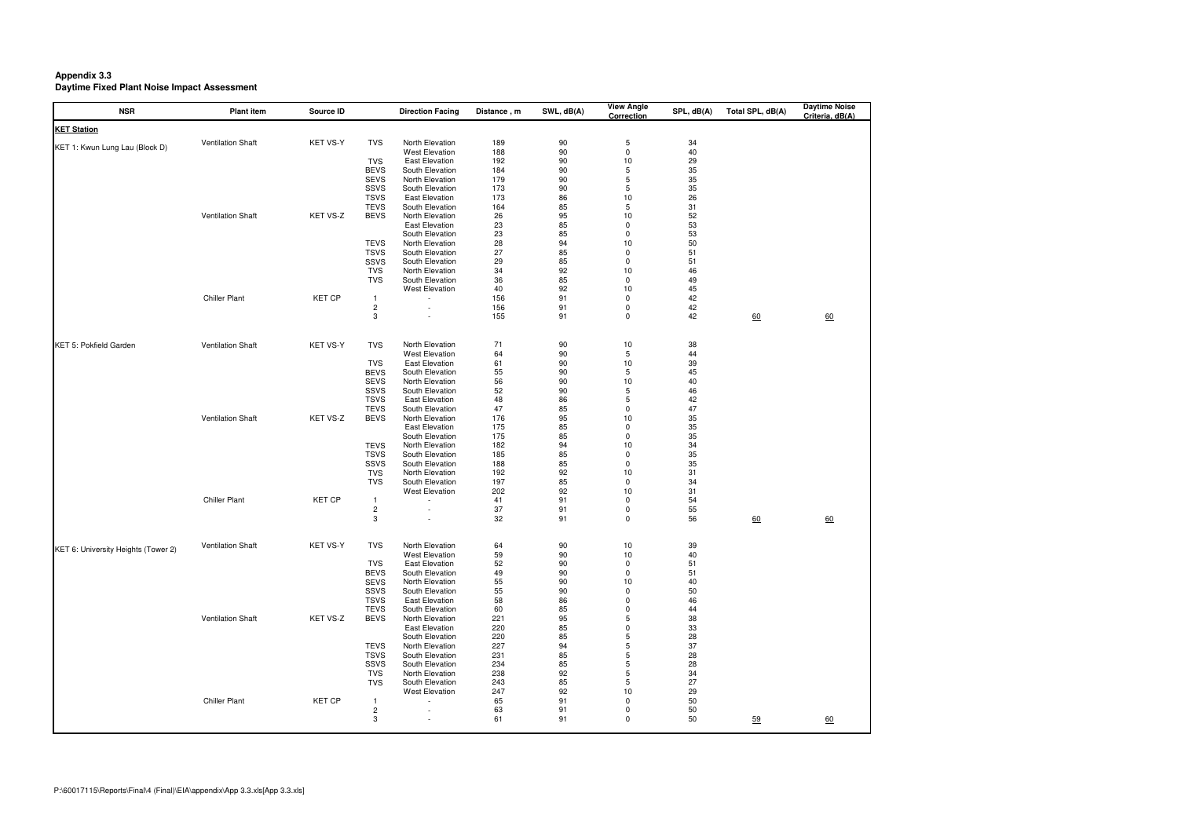**Appendix 3.3**
**Daytime Fixed Plant Noise Impact Assessment**

| NSR | Plant item | Source ID | | Direction Facing | Distance , m | SWL, dB(A) | View Angle Correction | SPL, dB(A) | Total SPL, dB(A) | Daytime Noise Criteria, dB(A) |
|---|---|---|---|---|---|---|---|---|---|---|
| **KET Station** | | | | | | | | | | |
| KET 1: Kwun Lung Lau (Block D) | Ventilation Shaft | KET VS-Y | TVS | North Elevation | 189 | 90 | 5 | 34 | | |
| | | | | West Elevation | 188 | 90 | 0 | 40 | | |
| | | | TVS | East Elevation | 192 | 90 | 10 | 29 | | |
| | | | BEVS | South Elevation | 184 | 90 | 5 | 35 | | |
| | | | SEVS | North Elevation | 179 | 90 | 5 | 35 | | |
| | | | SSVS | South Elevation | 173 | 90 | 5 | 35 | | |
| | | | TSVS | East Elevation | 173 | 86 | 10 | 26 | | |
| | | | TEVS | South Elevation | 164 | 85 | 5 | 31 | | |
| | Ventilation Shaft | KET VS-Z | BEVS | North Elevation | 26 | 95 | 10 | 52 | | |
| | | | | East Elevation | 23 | 85 | 0 | 53 | | |
| | | | | South Elevation | 23 | 85 | 0 | 53 | | |
| | | | TEVS | North Elevation | 28 | 94 | 10 | 50 | | |
| | | | TSVS | South Elevation | 27 | 85 | 0 | 51 | | |
| | | | SSVS | South Elevation | 29 | 85 | 0 | 51 | | |
| | | | TVS | North Elevation | 34 | 92 | 10 | 46 | | |
| | | | TVS | South Elevation | 36 | 85 | 0 | 49 | | |
| | | | | West Elevation | 40 | 92 | 10 | 45 | | |
| | Chiller Plant | KET CP | 1 | - | 156 | 91 | 0 | 42 | | |
| | | | 2 | - | 156 | 91 | 0 | 42 | | |
| | | | 3 | - | 155 | 91 | 0 | 42 | 60 | 60 |
| KET 5: Pokfield Garden | Ventilation Shaft | KET VS-Y | TVS | North Elevation | 71 | 90 | 10 | 38 | | |
| | | | | West Elevation | 64 | 90 | 5 | 44 | | |
| | | | TVS | East Elevation | 61 | 90 | 10 | 39 | | |
| | | | BEVS | South Elevation | 55 | 90 | 5 | 45 | | |
| | | | SEVS | North Elevation | 56 | 90 | 10 | 40 | | |
| | | | SSVS | South Elevation | 52 | 90 | 5 | 46 | | |
| | | | TSVS | East Elevation | 48 | 86 | 5 | 42 | | |
| | | | TEVS | South Elevation | 47 | 85 | 0 | 47 | | |
| | Ventilation Shaft | KET VS-Z | BEVS | North Elevation | 176 | 95 | 10 | 35 | | |
| | | | | East Elevation | 175 | 85 | 0 | 35 | | |
| | | | | South Elevation | 175 | 85 | 0 | 35 | | |
| | | | TEVS | North Elevation | 182 | 94 | 10 | 34 | | |
| | | | TSVS | South Elevation | 185 | 85 | 0 | 35 | | |
| | | | SSVS | South Elevation | 188 | 85 | 0 | 35 | | |
| | | | TVS | North Elevation | 192 | 92 | 10 | 31 | | |
| | | | TVS | South Elevation | 197 | 85 | 0 | 34 | | |
| | | | | West Elevation | 202 | 92 | 10 | 31 | | |
| | Chiller Plant | KET CP | 1 | - | 41 | 91 | 0 | 54 | | |
| | | | 2 | - | 37 | 91 | 0 | 55 | | |
| | | | 3 | - | 32 | 91 | 0 | 56 | 60 | 60 |
| KET 6: University Heights (Tower 2) | Ventilation Shaft | KET VS-Y | TVS | North Elevation | 64 | 90 | 10 | 39 | | |
| | | | | West Elevation | 59 | 90 | 10 | 40 | | |
| | | | TVS | East Elevation | 52 | 90 | 0 | 51 | | |
| | | | BEVS | South Elevation | 49 | 90 | 0 | 51 | | |
| | | | SEVS | North Elevation | 55 | 90 | 10 | 40 | | |
| | | | SSVS | South Elevation | 55 | 90 | 0 | 50 | | |
| | | | TSVS | East Elevation | 58 | 86 | 0 | 46 | | |
| | | | TEVS | South Elevation | 60 | 85 | 0 | 44 | | |
| | Ventilation Shaft | KET VS-Z | BEVS | North Elevation | 221 | 95 | 5 | 38 | | |
| | | | | East Elevation | 220 | 85 | 0 | 33 | | |
| | | | | South Elevation | 220 | 85 | 5 | 28 | | |
| | | | TEVS | North Elevation | 227 | 94 | 5 | 37 | | |
| | | | TSVS | South Elevation | 231 | 85 | 5 | 28 | | |
| | | | SSVS | South Elevation | 234 | 85 | 5 | 28 | | |
| | | | TVS | North Elevation | 238 | 92 | 5 | 34 | | |
| | | | TVS | South Elevation | 243 | 85 | 5 | 27 | | |
| | | | | West Elevation | 247 | 92 | 10 | 29 | | |
| | Chiller Plant | KET CP | 1 | - | 65 | 91 | 0 | 50 | | |
| | | | 2 | - | 63 | 91 | 0 | 50 | | |
| | | | 3 | - | 61 | 91 | 0 | 50 | 59 | 60 |

P:\60017115\Reports\Final\4 (Final)\EIA\appendix\App 3.3.xls[App 3.3.xls]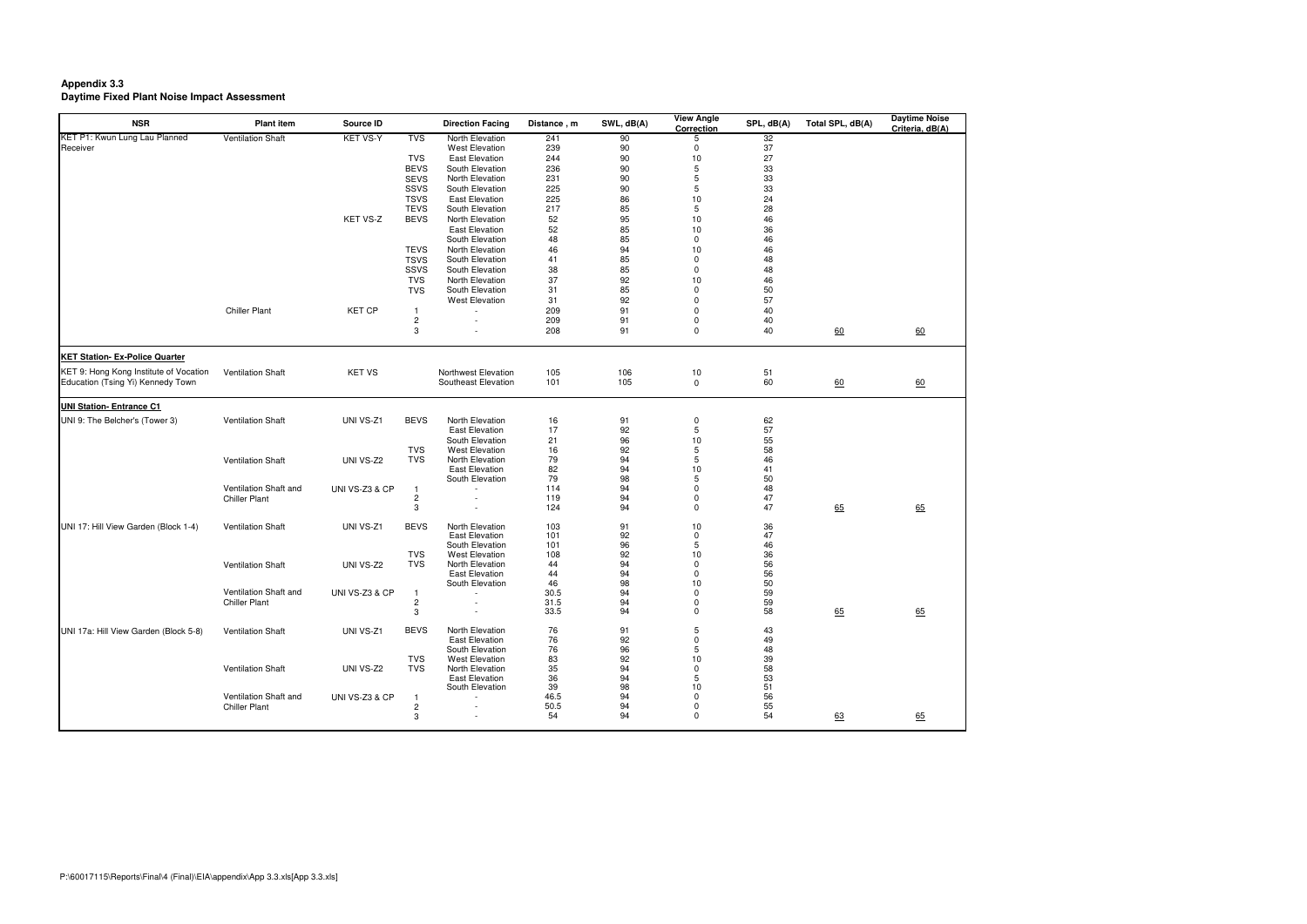**Appendix 3.3**
**Daytime Fixed Plant Noise Impact Assessment**

| NSR | Plant item | Source ID | | Direction Facing | Distance , m | SWL, dB(A) | View Angle Correction | SPL, dB(A) | Total SPL, dB(A) | Daytime Noise Criteria, dB(A) |
|---|---|---|---|---|---|---|---|---|---|---|
| KET P1: Kwun Lung Lau Planned Receiver | Ventilation Shaft | KET VS-Y | TVS | North Elevation | 241 | 90 | 5 | 32 | | |
| | | | | West Elevation | 239 | 90 | 0 | 37 | | |
| | | | TVS | East Elevation | 244 | 90 | 10 | 27 | | |
| | | | BEVS | South Elevation | 236 | 90 | 5 | 33 | | |
| | | | SEVS | North Elevation | 231 | 90 | 5 | 33 | | |
| | | | SSVS | South Elevation | 225 | 90 | 5 | 33 | | |
| | | | TSVS | East Elevation | 225 | 86 | 10 | 24 | | |
| | | | TEVS | South Elevation | 217 | 85 | 5 | 28 | | |
| | | KET VS-Z | BEVS | North Elevation | 52 | 95 | 10 | 46 | | |
| | | | | East Elevation | 52 | 85 | 10 | 36 | | |
| | | | | South Elevation | 48 | 85 | 0 | 46 | | |
| | | | TEVS | North Elevation | 46 | 94 | 10 | 46 | | |
| | | | TSVS | South Elevation | 41 | 85 | 0 | 48 | | |
| | | | SSVS | South Elevation | 38 | 85 | 0 | 48 | | |
| | | | TVS | North Elevation | 37 | 92 | 10 | 46 | | |
| | | | TVS | South Elevation | 31 | 85 | 0 | 50 | | |
| | | | | West Elevation | 31 | 92 | 0 | 57 | | |
| | Chiller Plant | KET CP | 1 | - | 209 | 91 | 0 | 40 | | |
| | | | 2 | - | 209 | 91 | 0 | 40 | | |
| | | | 3 | - | 208 | 91 | 0 | 40 | 60 | 60 |
| **KET Station- Ex-Police Quarter** | | | | | | | | | | |
| KET 9: Hong Kong Institute of Vocation Education (Tsing Yi) Kennedy Town | Ventilation Shaft | KET VS | | Northwest Elevation | 105 | 106 | 10 | 51 | | |
| | | | | Southeast Elevation | 101 | 105 | 0 | 60 | 60 | 60 |
| **UNI Station- Entrance C1** | | | | | | | | | | |
| UNI 9: The Belcher's (Tower 3) | Ventilation Shaft | UNI VS-Z1 | BEVS | North Elevation | 16 | 91 | 0 | 62 | | |
| | | | | East Elevation | 17 | 92 | 5 | 57 | | |
| | | | | South Elevation | 21 | 96 | 10 | 55 | | |
| | | | TVS | West Elevation | 16 | 92 | 5 | 58 | | |
| | Ventilation Shaft | UNI VS-Z2 | TVS | North Elevation | 79 | 94 | 5 | 46 | | |
| | | | | East Elevation | 82 | 94 | 10 | 41 | | |
| | | | | South Elevation | 79 | 98 | 5 | 50 | | |
| | Ventilation Shaft and Chiller Plant | UNI VS-Z3 & CP | 1 | - | 114 | 94 | 0 | 48 | | |
| | | | 2 | - | 119 | 94 | 0 | 47 | | |
| | | | 3 | - | 124 | 94 | 0 | 47 | 65 | 65 |
| UNI 17: Hill View Garden (Block 1-4) | Ventilation Shaft | UNI VS-Z1 | BEVS | North Elevation | 103 | 91 | 10 | 36 | | |
| | | | | East Elevation | 101 | 92 | 0 | 47 | | |
| | | | | South Elevation | 101 | 96 | 5 | 46 | | |
| | | | TVS | West Elevation | 108 | 92 | 10 | 36 | | |
| | Ventilation Shaft | UNI VS-Z2 | TVS | North Elevation | 44 | 94 | 0 | 56 | | |
| | | | | East Elevation | 44 | 94 | 0 | 56 | | |
| | | | | South Elevation | 46 | 98 | 10 | 50 | | |
| | Ventilation Shaft and Chiller Plant | UNI VS-Z3 & CP | 1 | - | 30.5 | 94 | 0 | 59 | | |
| | | | 2 | - | 31.5 | 94 | 0 | 59 | | |
| | | | 3 | - | 33.5 | 94 | 0 | 58 | 65 | 65 |
| UNI 17a: Hill View Garden (Block 5-8) | Ventilation Shaft | UNI VS-Z1 | BEVS | North Elevation | 76 | 91 | 5 | 43 | | |
| | | | | East Elevation | 76 | 92 | 0 | 49 | | |
| | | | | South Elevation | 76 | 96 | 5 | 48 | | |
| | | | TVS | West Elevation | 83 | 92 | 10 | 39 | | |
| | Ventilation Shaft | UNI VS-Z2 | TVS | North Elevation | 35 | 94 | 0 | 58 | | |
| | | | | East Elevation | 36 | 94 | 5 | 53 | | |
| | | | | South Elevation | 39 | 98 | 10 | 51 | | |
| | Ventilation Shaft and Chiller Plant | UNI VS-Z3 & CP | 1 | - | 46.5 | 94 | 0 | 56 | | |
| | | | 2 | - | 50.5 | 94 | 0 | 55 | | |
| | | | 3 | - | 54 | 94 | 0 | 54 | 63 | 65 |

P:\60017115\Reports\Final\4 (Final)\EIA\appendix\App 3.3.xls[App 3.3.xls]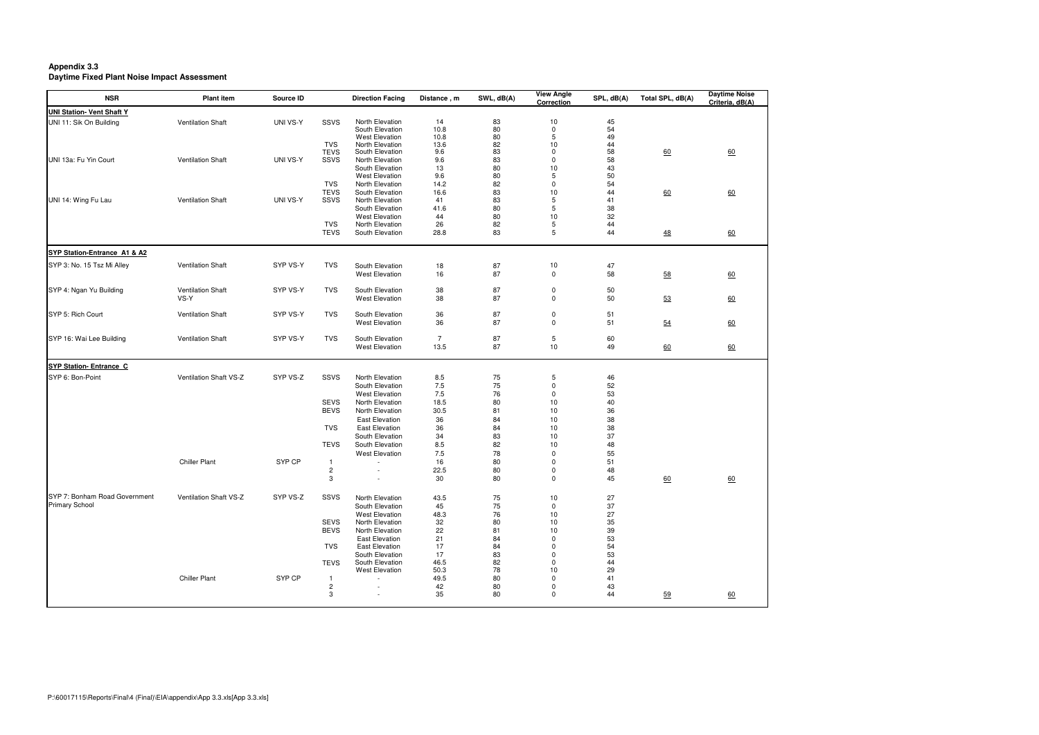**Appendix 3.3**
**Daytime Fixed Plant Noise Impact Assessment**

| NSR | Plant item | Source ID | | Direction Facing | Distance , m | SWL, dB(A) | View Angle Correction | SPL, dB(A) | Total SPL, dB(A) | Daytime Noise Criteria, dB(A) |
|---|---|---|---|---|---|---|---|---|---|---|
| **UNI Station- Vent Shaft Y** | | | | | | | | | | |
| UNI 11: Sik On Building | Ventilation Shaft | UNI VS-Y | SSVS | North Elevation | 14 | 83 | 10 | 45 | | |
| | | | | South Elevation | 10.8 | 80 | 0 | 54 | | |
| | | | | West Elevation | 10.8 | 80 | 5 | 49 | | |
| | | | TVS | North Elevation | 13.6 | 82 | 10 | 44 | | |
| | | | TEVS | South Elevation | 9.6 | 83 | 0 | 58 | 60 | 60 |
| UNI 13a: Fu Yin Court | Ventilation Shaft | UNI VS-Y | SSVS | North Elevation | 9.6 | 83 | 0 | 58 | | |
| | | | | South Elevation | 13 | 80 | 10 | 43 | | |
| | | | | West Elevation | 9.6 | 80 | 5 | 50 | | |
| | | | TVS | North Elevation | 14.2 | 82 | 0 | 54 | | |
| | | | TEVS | South Elevation | 16.6 | 83 | 10 | 44 | 60 | 60 |
| UNI 14: Wing Fu Lau | Ventilation Shaft | UNI VS-Y | SSVS | North Elevation | 41 | 83 | 5 | 41 | | |
| | | | | South Elevation | 41.6 | 80 | 5 | 38 | | |
| | | | | West Elevation | 44 | 80 | 10 | 32 | | |
| | | | TVS | North Elevation | 26 | 82 | 5 | 44 | | |
| | | | TEVS | South Elevation | 28.8 | 83 | 5 | 44 | 48 | 60 |
| **SYP Station-Entrance A1 & A2** | | | | | | | | | | |
| SYP 3: No. 15 Tsz Mi Alley | Ventilation Shaft | SYP VS-Y | TVS | South Elevation | 18 | 87 | 10 | 47 | | |
| | | | | West Elevation | 16 | 87 | 0 | 58 | 58 | 60 |
| SYP 4: Ngan Yu Building | Ventilation Shaft VS-Y | SYP VS-Y | TVS | South Elevation | 38 | 87 | 0 | 50 | | |
| | | | | West Elevation | 38 | 87 | 0 | 50 | 53 | 60 |
| SYP 5: Rich Court | Ventilation Shaft | SYP VS-Y | TVS | South Elevation | 36 | 87 | 0 | 51 | | |
| | | | | West Elevation | 36 | 87 | 0 | 51 | 54 | 60 |
| SYP 16: Wai Lee Building | Ventilation Shaft | SYP VS-Y | TVS | South Elevation | 7 | 87 | 5 | 60 | | |
| | | | | West Elevation | 13.5 | 87 | 10 | 49 | 60 | 60 |
| **SYP Station- Entrance C** | | | | | | | | | | |
| SYP 6: Bon-Point | Ventilation Shaft VS-Z | SYP VS-Z | SSVS | North Elevation | 8.5 | 75 | 5 | 46 | | |
| | | | | South Elevation | 7.5 | 75 | 0 | 52 | | |
| | | | | West Elevation | 7.5 | 76 | 0 | 53 | | |
| | | | SEVS | North Elevation | 18.5 | 80 | 10 | 40 | | |
| | | | BEVS | North Elevation | 30.5 | 81 | 10 | 36 | | |
| | | | | East Elevation | 36 | 84 | 10 | 38 | | |
| | | | TVS | East Elevation | 36 | 84 | 10 | 38 | | |
| | | | | South Elevation | 34 | 83 | 10 | 37 | | |
| | | | TEVS | South Elevation | 8.5 | 82 | 10 | 48 | | |
| | | | | West Elevation | 7.5 | 78 | 0 | 55 | | |
| | Chiller Plant | SYP CP | 1 | - | 16 | 80 | 0 | 51 | | |
| | | | 2 | - | 22.5 | 80 | 0 | 48 | | |
| | | | 3 | - | 30 | 80 | 0 | 45 | 60 | 60 |
| SYP 7: Bonham Road Government Primary School | Ventilation Shaft VS-Z | SYP VS-Z | SSVS | North Elevation | 43.5 | 75 | 10 | 27 | | |
| | | | | South Elevation | 45 | 75 | 0 | 37 | | |
| | | | | West Elevation | 48.3 | 76 | 10 | 27 | | |
| | | | SEVS | North Elevation | 32 | 80 | 10 | 35 | | |
| | | | BEVS | North Elevation | 22 | 81 | 10 | 39 | | |
| | | | | East Elevation | 21 | 84 | 0 | 53 | | |
| | | | TVS | East Elevation | 17 | 84 | 0 | 54 | | |
| | | | | South Elevation | 17 | 83 | 0 | 53 | | |
| | | | TEVS | South Elevation | 46.5 | 82 | 0 | 44 | | |
| | | | | West Elevation | 50.3 | 78 | 10 | 29 | | |
| | Chiller Plant | SYP CP | 1 | - | 49.5 | 80 | 0 | 41 | | |
| | | | 2 | - | 42 | 80 | 0 | 43 | | |
| | | | 3 | - | 35 | 80 | 0 | 44 | 59 | 60 |

P:\60017115\Reports\Final\4 (Final)\EIA\appendix\App 3.3.xls[App 3.3.xls]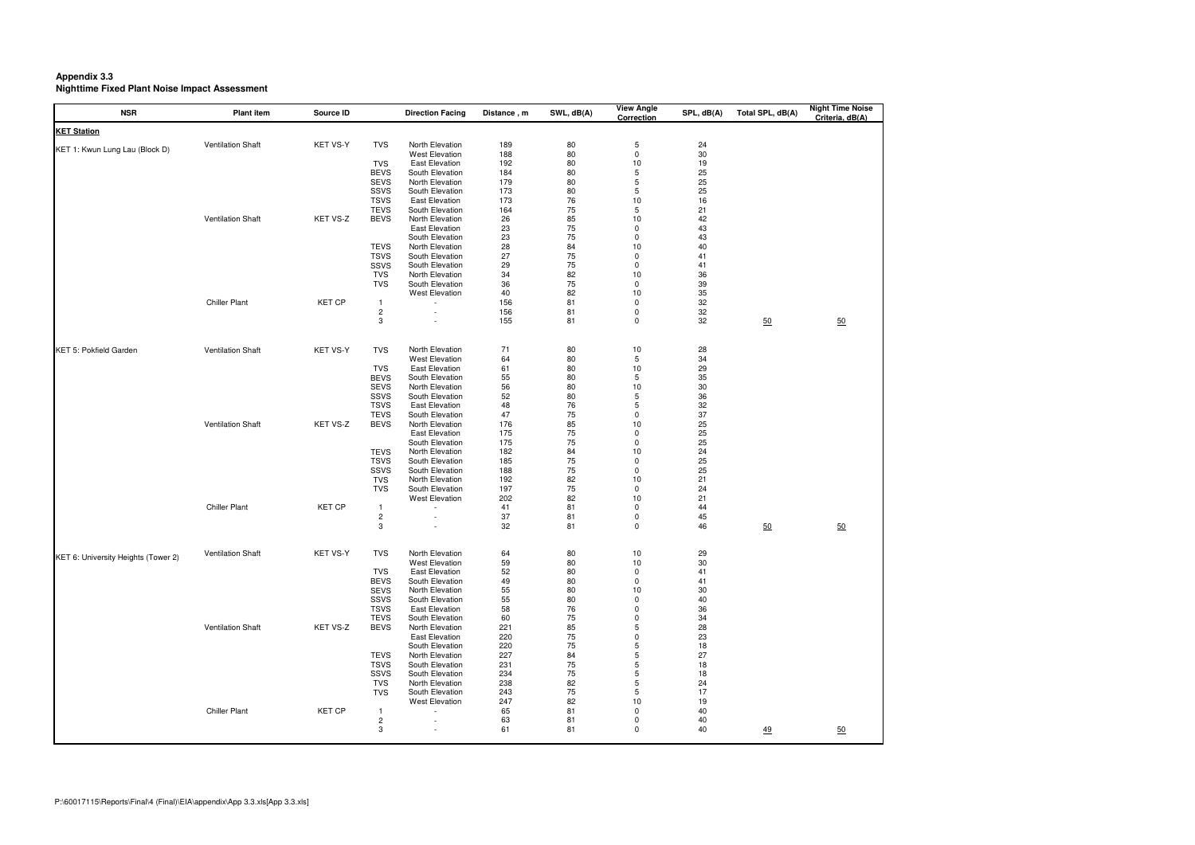**Appendix 3.3**
**Nighttime Fixed Plant Noise Impact Assessment**

| NSR | Plant item | Source ID | | Direction Facing | Distance , m | SWL, dB(A) | View Angle Correction | SPL, dB(A) | Total SPL, dB(A) | Night Time Noise Criteria, dB(A) |
|---|---|---|---|---|---|---|---|---|---|---|
| **KET Station** | | | | | | | | | | |
| KET 1: Kwun Lung Lau (Block D) | Ventilation Shaft | KET VS-Y | TVS | North Elevation | 189 | 80 | 5 | 24 | | |
| | | | | West Elevation | 188 | 80 | 0 | 30 | | |
| | | | TVS | East Elevation | 192 | 80 | 10 | 19 | | |
| | | | BEVS | South Elevation | 184 | 80 | 5 | 25 | | |
| | | | SEVS | North Elevation | 179 | 80 | 5 | 25 | | |
| | | | SSVS | South Elevation | 173 | 80 | 5 | 25 | | |
| | | | TSVS | East Elevation | 173 | 76 | 10 | 16 | | |
| | | | TEVS | South Elevation | 164 | 75 | 5 | 21 | | |
| | Ventilation Shaft | KET VS-Z | BEVS | North Elevation | 26 | 85 | 10 | 42 | | |
| | | | | East Elevation | 23 | 75 | 0 | 43 | | |
| | | | | South Elevation | 23 | 75 | 0 | 43 | | |
| | | | TEVS | North Elevation | 28 | 84 | 10 | 40 | | |
| | | | TSVS | South Elevation | 27 | 75 | 0 | 41 | | |
| | | | SSVS | South Elevation | 29 | 75 | 0 | 41 | | |
| | | | TVS | North Elevation | 34 | 82 | 10 | 36 | | |
| | | | TVS | South Elevation | 36 | 75 | 0 | 39 | | |
| | | | | West Elevation | 40 | 82 | 10 | 35 | | |
| | Chiller Plant | KET CP | 1 | - | 156 | 81 | 0 | 32 | | |
| | | | 2 | - | 156 | 81 | 0 | 32 | | |
| | | | 3 | - | 155 | 81 | 0 | 32 | 50 | 50 |
| KET 5: Pokfield Garden | Ventilation Shaft | KET VS-Y | TVS | North Elevation | 71 | 80 | 10 | 28 | | |
| | | | | West Elevation | 64 | 80 | 5 | 34 | | |
| | | | TVS | East Elevation | 61 | 80 | 10 | 29 | | |
| | | | BEVS | South Elevation | 55 | 80 | 5 | 35 | | |
| | | | SEVS | North Elevation | 56 | 80 | 10 | 30 | | |
| | | | SSVS | South Elevation | 52 | 80 | 5 | 36 | | |
| | | | TSVS | East Elevation | 48 | 76 | 5 | 32 | | |
| | | | TEVS | South Elevation | 47 | 75 | 0 | 37 | | |
| | Ventilation Shaft | KET VS-Z | BEVS | North Elevation | 176 | 85 | 10 | 25 | | |
| | | | | East Elevation | 175 | 75 | 0 | 25 | | |
| | | | | South Elevation | 175 | 75 | 0 | 25 | | |
| | | | TEVS | North Elevation | 182 | 84 | 10 | 24 | | |
| | | | TSVS | South Elevation | 185 | 75 | 0 | 25 | | |
| | | | SSVS | South Elevation | 188 | 75 | 0 | 25 | | |
| | | | TVS | North Elevation | 192 | 82 | 10 | 21 | | |
| | | | TVS | South Elevation | 197 | 75 | 0 | 24 | | |
| | | | | West Elevation | 202 | 82 | 10 | 21 | | |
| | Chiller Plant | KET CP | 1 | - | 41 | 81 | 0 | 44 | | |
| | | | 2 | - | 37 | 81 | 0 | 45 | | |
| | | | 3 | - | 32 | 81 | 0 | 46 | 50 | 50 |
| KET 6: University Heights (Tower 2) | Ventilation Shaft | KET VS-Y | TVS | North Elevation | 64 | 80 | 10 | 29 | | |
| | | | | West Elevation | 59 | 80 | 10 | 30 | | |
| | | | TVS | East Elevation | 52 | 80 | 0 | 41 | | |
| | | | BEVS | South Elevation | 49 | 80 | 0 | 41 | | |
| | | | SEVS | North Elevation | 55 | 80 | 10 | 30 | | |
| | | | SSVS | South Elevation | 55 | 80 | 0 | 40 | | |
| | | | TSVS | East Elevation | 58 | 76 | 0 | 36 | | |
| | | | TEVS | South Elevation | 60 | 75 | 0 | 34 | | |
| | Ventilation Shaft | KET VS-Z | BEVS | North Elevation | 221 | 85 | 5 | 28 | | |
| | | | | East Elevation | 220 | 75 | 0 | 23 | | |
| | | | | South Elevation | 220 | 75 | 5 | 18 | | |
| | | | TEVS | North Elevation | 227 | 84 | 5 | 27 | | |
| | | | TSVS | South Elevation | 231 | 75 | 5 | 18 | | |
| | | | SSVS | South Elevation | 234 | 75 | 5 | 18 | | |
| | | | TVS | North Elevation | 238 | 82 | 5 | 24 | | |
| | | | TVS | South Elevation | 243 | 75 | 5 | 17 | | |
| | | | | West Elevation | 247 | 82 | 10 | 19 | | |
| | Chiller Plant | KET CP | 1 | - | 65 | 81 | 0 | 40 | | |
| | | | 2 | - | 63 | 81 | 0 | 40 | | |
| | | | 3 | - | 61 | 81 | 0 | 40 | 49 | 50 |

P:\60017115\Reports\Final\4 (Final)\EIA\appendix\App 3.3.xls[App 3.3.xls]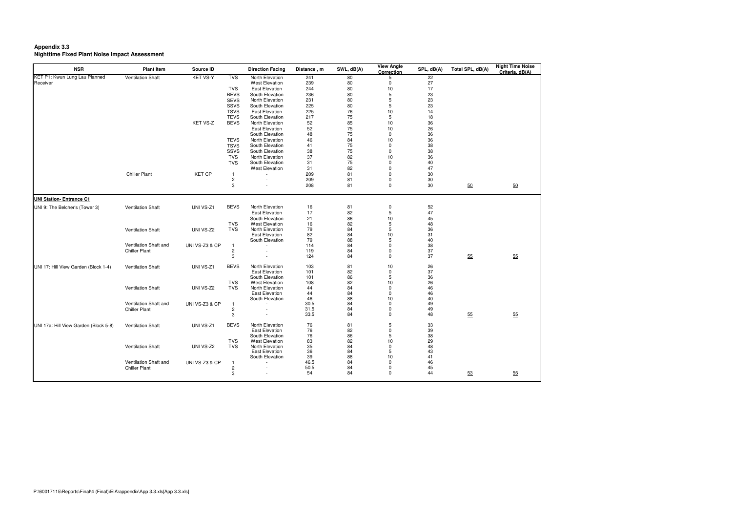**Appendix 3.3**
**Nighttime Fixed Plant Noise Impact Assessment**

| NSR | Plant item | Source ID | | Direction Facing | Distance , m | SWL, dB(A) | View Angle Correction | SPL, dB(A) | Total SPL, dB(A) | Night Time Noise Criteria, dB(A) |
|---|---|---|---|---|---|---|---|---|---|---|
| KET P1: Kwun Lung Lau Planned Receiver | Ventilation Shaft | KET VS-Y | TVS | North Elevation | 241 | 80 | 5 | 22 | | |
| | | | | West Elevation | 239 | 80 | 0 | 27 | | |
| | | | TVS | East Elevation | 244 | 80 | 10 | 17 | | |
| | | | BEVS | South Elevation | 236 | 80 | 5 | 23 | | |
| | | | SEVS | North Elevation | 231 | 80 | 5 | 23 | | |
| | | | SSVS | South Elevation | 225 | 80 | 5 | 23 | | |
| | | | TSVS | East Elevation | 225 | 76 | 10 | 14 | | |
| | | | TEVS | South Elevation | 217 | 75 | 5 | 18 | | |
| | | KET VS-Z | BEVS | North Elevation | 52 | 85 | 10 | 36 | | |
| | | | | East Elevation | 52 | 75 | 10 | 26 | | |
| | | | | South Elevation | 48 | 75 | 0 | 36 | | |
| | | | TEVS | North Elevation | 46 | 84 | 10 | 36 | | |
| | | | TSVS | South Elevation | 41 | 75 | 0 | 38 | | |
| | | | SSVS | South Elevation | 38 | 75 | 0 | 38 | | |
| | | | TVS | North Elevation | 37 | 82 | 10 | 36 | | |
| | | | TVS | South Elevation | 31 | 75 | 0 | 40 | | |
| | | | | West Elevation | 31 | 82 | 0 | 47 | | |
| | Chiller Plant | KET CP | 1 | - | 209 | 81 | 0 | 30 | | |
| | | | 2 | - | 209 | 81 | 0 | 30 | | |
| | | | 3 | - | 208 | 81 | 0 | 30 | 50 | 50 |
| **UNI Station- Entrance C1** | | | | | | | | | | |
| UNI 9: The Belcher's (Tower 3) | Ventilation Shaft | UNI VS-Z1 | BEVS | North Elevation | 16 | 81 | 0 | 52 | | |
| | | | | East Elevation | 17 | 82 | 5 | 47 | | |
| | | | | South Elevation | 21 | 86 | 10 | 45 | | |
| | | | TVS | West Elevation | 16 | 82 | 5 | 48 | | |
| | Ventilation Shaft | UNI VS-Z2 | TVS | North Elevation | 79 | 84 | 5 | 36 | | |
| | | | | East Elevation | 82 | 84 | 10 | 31 | | |
| | | | | South Elevation | 79 | 88 | 5 | 40 | | |
| | Ventilation Shaft and Chiller Plant | UNI VS-Z3 & CP | 1 | - | 114 | 84 | 0 | 38 | | |
| | | | 2 | - | 119 | 84 | 0 | 37 | | |
| | | | 3 | - | 124 | 84 | 0 | 37 | 55 | 55 |
| UNI 17: Hill View Garden (Block 1-4) | Ventilation Shaft | UNI VS-Z1 | BEVS | North Elevation | 103 | 81 | 10 | 26 | | |
| | | | | East Elevation | 101 | 82 | 0 | 37 | | |
| | | | | South Elevation | 101 | 86 | 5 | 36 | | |
| | | | TVS | West Elevation | 108 | 82 | 10 | 26 | | |
| | Ventilation Shaft | UNI VS-Z2 | TVS | North Elevation | 44 | 84 | 0 | 46 | | |
| | | | | East Elevation | 44 | 84 | 0 | 46 | | |
| | | | | South Elevation | 46 | 88 | 10 | 40 | | |
| | Ventilation Shaft and Chiller Plant | UNI VS-Z3 & CP | 1 | - | 30.5 | 84 | 0 | 49 | | |
| | | | 2 | - | 31.5 | 84 | 0 | 49 | | |
| | | | 3 | - | 33.5 | 84 | 0 | 48 | 55 | 55 |
| UNI 17a: Hill View Garden (Block 5-8) | Ventilation Shaft | UNI VS-Z1 | BEVS | North Elevation | 76 | 81 | 5 | 33 | | |
| | | | | East Elevation | 76 | 82 | 0 | 39 | | |
| | | | | South Elevation | 76 | 86 | 5 | 38 | | |
| | | | TVS | West Elevation | 83 | 82 | 10 | 29 | | |
| | Ventilation Shaft | UNI VS-Z2 | TVS | North Elevation | 35 | 84 | 0 | 48 | | |
| | | | | East Elevation | 36 | 84 | 5 | 43 | | |
| | | | | South Elevation | 39 | 88 | 10 | 41 | | |
| | Ventilation Shaft and Chiller Plant | UNI VS-Z3 & CP | 1 | - | 46.5 | 84 | 0 | 46 | | |
| | | | 2 | - | 50.5 | 84 | 0 | 45 | | |
| | | | 3 | - | 54 | 84 | 0 | 44 | 53 | 55 |

P:\60017115\Reports\Final\4 (Final)\EIA\appendix\App 3.3.xls[App 3.3.xls]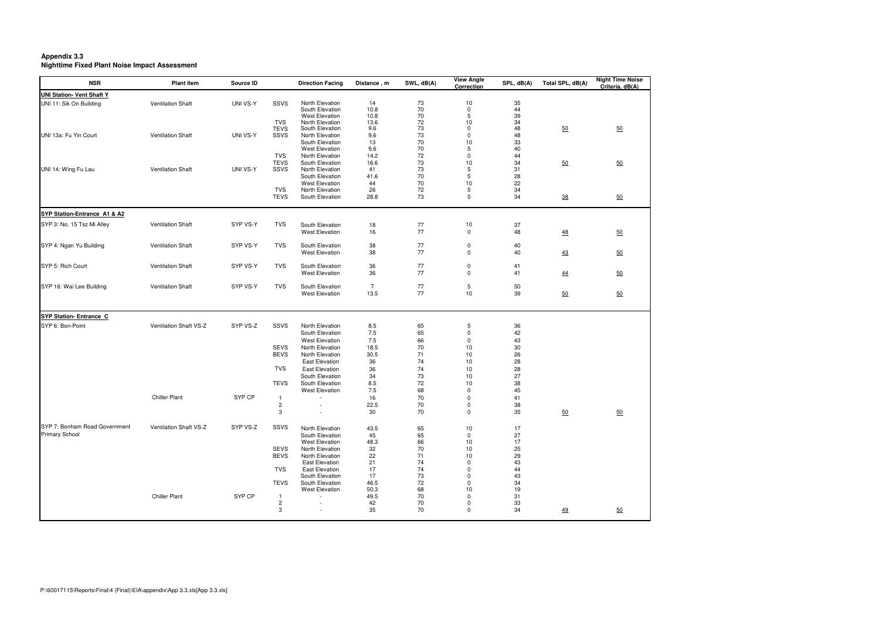**Appendix 3.3**
**Nighttime Fixed Plant Noise Impact Assessment**

| NSR | Plant item | Source ID | | Direction Facing | Distance , m | SWL, dB(A) | View Angle Correction | SPL, dB(A) | Total SPL, dB(A) | Night Time Noise Criteria, dB(A) |
|---|---|---|---|---|---|---|---|---|---|---|
| **UNI Station- Vent Shaft Y** | | | | | | | | | | |
| UNI 11: Sik On Building | Ventilation Shaft | UNI VS-Y | SSVS | North Elevation | 14 | 73 | 10 | 35 | | |
| | | | | South Elevation | 10.8 | 70 | 0 | 44 | | |
| | | | | West Elevation | 10.8 | 70 | 5 | 39 | | |
| | | | TVS | North Elevation | 13.6 | 72 | 10 | 34 | | |
| | | | TEVS | South Elevation | 9.6 | 73 | 0 | 48 | 50 | 50 |
| UNI 13a: Fu Yin Court | Ventilation Shaft | UNI VS-Y | SSVS | North Elevation | 9.6 | 73 | 0 | 48 | | |
| | | | | South Elevation | 13 | 70 | 10 | 33 | | |
| | | | | West Elevation | 9.6 | 70 | 5 | 40 | | |
| | | | TVS | North Elevation | 14.2 | 72 | 0 | 44 | | |
| | | | TEVS | South Elevation | 16.6 | 73 | 10 | 34 | 50 | 50 |
| UNI 14: Wing Fu Lau | Ventilation Shaft | UNI VS-Y | SSVS | North Elevation | 41 | 73 | 5 | 31 | | |
| | | | | South Elevation | 41.6 | 70 | 5 | 28 | | |
| | | | | West Elevation | 44 | 70 | 10 | 22 | | |
| | | | TVS | North Elevation | 26 | 72 | 5 | 34 | | |
| | | | TEVS | South Elevation | 28.8 | 73 | 5 | 34 | 38 | 50 |
| **SYP Station-Entrance A1 & A2** | | | | | | | | | | |
| SYP 3: No. 15 Tsz Mi Alley | Ventilation Shaft | SYP VS-Y | TVS | South Elevation | 18 | 77 | 10 | 37 | | |
| | | | | West Elevation | 16 | 77 | 0 | 48 | 48 | 50 |
| SYP 4: Ngan Yu Building | Ventilation Shaft | SYP VS-Y | TVS | South Elevation | 38 | 77 | 0 | 40 | | |
| | | | | West Elevation | 38 | 77 | 0 | 40 | 43 | 50 |
| SYP 5: Rich Court | Ventilation Shaft | SYP VS-Y | TVS | South Elevation | 36 | 77 | 0 | 41 | | |
| | | | | West Elevation | 36 | 77 | 0 | 41 | 44 | 50 |
| SYP 16: Wai Lee Building | Ventilation Shaft | SYP VS-Y | TVS | South Elevation | 7 | 77 | 5 | 50 | | |
| | | | | West Elevation | 13.5 | 77 | 10 | 39 | 50 | 50 |
| **SYP Station- Entrance C** | | | | | | | | | | |
| SYP 6: Bon-Point | Ventilation Shaft VS-Z | SYP VS-Z | SSVS | North Elevation | 8.5 | 65 | 5 | 36 | | |
| | | | | South Elevation | 7.5 | 65 | 0 | 42 | | |
| | | | | West Elevation | 7.5 | 66 | 0 | 43 | | |
| | | | SEVS | North Elevation | 18.5 | 70 | 10 | 30 | | |
| | | | BEVS | North Elevation | 30.5 | 71 | 10 | 26 | | |
| | | | | East Elevation | 36 | 74 | 10 | 28 | | |
| | | | TVS | East Elevation | 36 | 74 | 10 | 28 | | |
| | | | | South Elevation | 34 | 73 | 10 | 27 | | |
| | | | TEVS | South Elevation | 8.5 | 72 | 10 | 38 | | |
| | | | | West Elevation | 7.5 | 68 | 0 | 45 | | |
| | Chiller Plant | SYP CP | 1 | - | 16 | 70 | 0 | 41 | | |
| | | | 2 | - | 22.5 | 70 | 0 | 38 | | |
| | | | 3 | - | 30 | 70 | 0 | 35 | 50 | 50 |
| SYP 7: Bonham Road Government Primary School | Ventilation Shaft VS-Z | SYP VS-Z | SSVS | North Elevation | 43.5 | 65 | 10 | 17 | | |
| | | | | South Elevation | 45 | 65 | 0 | 27 | | |
| | | | | West Elevation | 48.3 | 66 | 10 | 17 | | |
| | | | SEVS | North Elevation | 32 | 70 | 10 | 25 | | |
| | | | BEVS | North Elevation | 22 | 71 | 10 | 29 | | |
| | | | | East Elevation | 21 | 74 | 0 | 43 | | |
| | | | TVS | East Elevation | 17 | 74 | 0 | 44 | | |
| | | | | South Elevation | 17 | 73 | 0 | 43 | | |
| | | | TEVS | South Elevation | 46.5 | 72 | 0 | 34 | | |
| | | | | West Elevation | 50.3 | 68 | 10 | 19 | | |
| | Chiller Plant | SYP CP | 1 | - | 49.5 | 70 | 0 | 31 | | |
| | | | 2 | - | 42 | 70 | 0 | 33 | | |
| | | | 3 | - | 35 | 70 | 0 | 34 | 49 | 50 |

P:\60017115\Reports\Final\4 (Final)\EIA\appendix\App 3.3.xls[App 3.3.xls]